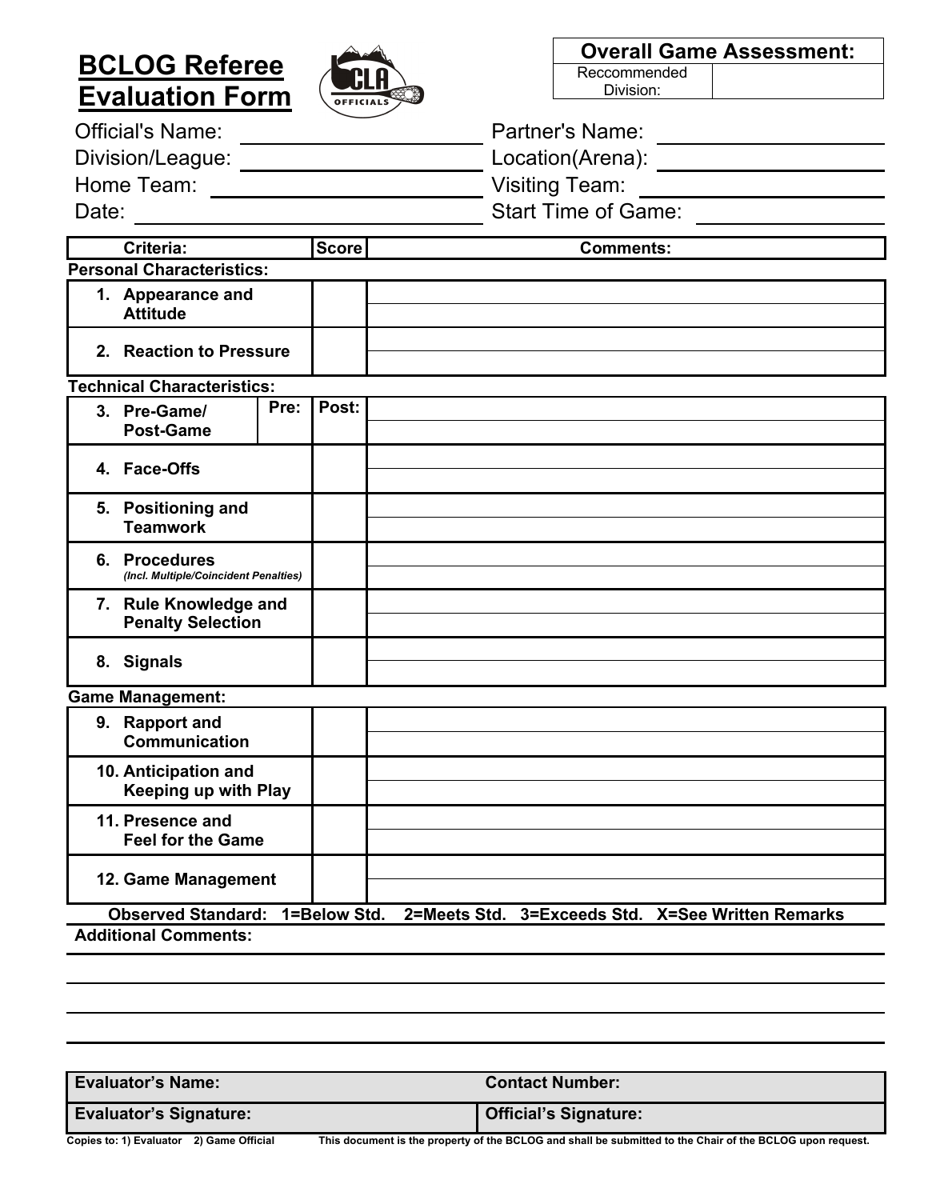# BCLOG Referee Evaluation Form

| Overall Game Assessment: | |
|---|---|
| Reccommended Division: | |

Official's Name: ____________________ Partner's Name: ____________________

Division/League: ____________________ Location(Arena): ____________________

Home Team: ____________________ Visiting Team: ____________________

Date: ____________________ Start Time of Game: ____________________

| Criteria: | | Score | Comments: |
|---|---|---|---|
| **Personal Characteristics:** | | | |
| 1. Appearance and Attitude | | | |
| 2. Reaction to Pressure | | | |
| **Technical Characteristics:** | | | |
| 3. Pre-Game/ Post-Game | Pre: | Post: | |
| 4. Face-Offs | | | |
| 5. Positioning and Teamwork | | | |
| 6. Procedures *(Incl. Multiple/Coincident Penalties)* | | | |
| 7. Rule Knowledge and Penalty Selection | | | |
| 8. Signals | | | |
| **Game Management:** | | | |
| 9. Rapport and Communication | | | |
| 10. Anticipation and Keeping up with Play | | | |
| 11. Presence and Feel for the Game | | | |
| 12. Game Management | | | |

**Observed Standard: 1=Below Std. 2=Meets Std. 3=Exceeds Std. X=See Written Remarks**

**Additional Comments:**

______________________________________________________________________

______________________________________________________________________

______________________________________________________________________

| **Evaluator's Name:** | **Contact Number:** |
|---|---|
| **Evaluator's Signature:** | **Official's Signature:** |

Copies to: 1) Evaluator 2) Game Official

This document is the property of the BCLOG and shall be submitted to the Chair of the BCLOG upon request.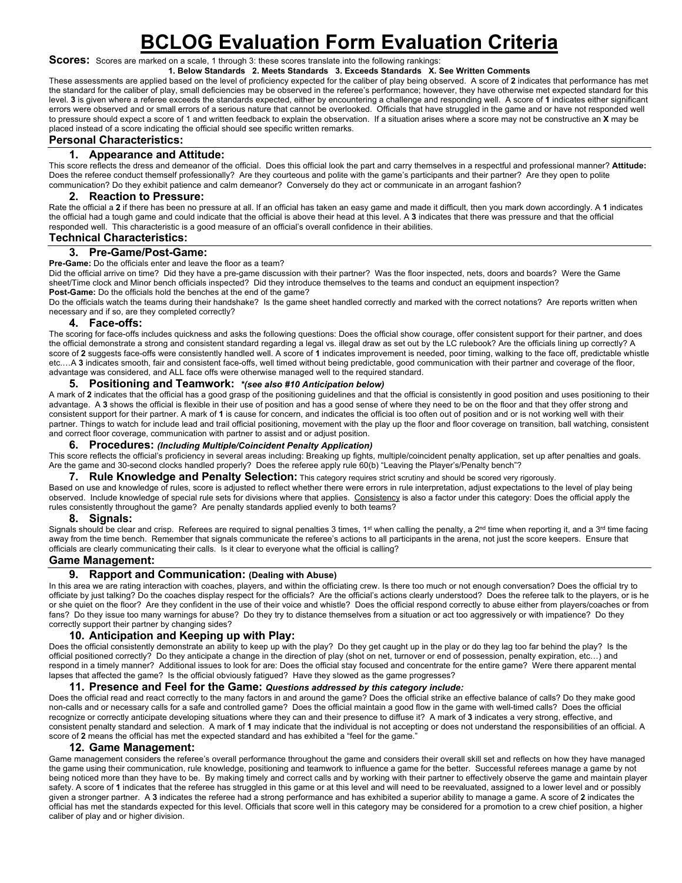# BCLOG Evaluation Form Evaluation Criteria

**Scores:** Scores are marked on a scale, 1 through 3: these scores translate into the following rankings:

**1. Below Standards 2. Meets Standards 3. Exceeds Standards X. See Written Comments**

These assessments are applied based on the level of proficiency expected for the caliber of play being observed. A score of **2** indicates that performance has met the standard for the caliber of play, small deficiencies may be observed in the referee's performance; however, they have otherwise met expected standard for this level. **3** is given where a referee exceeds the standards expected, either by encountering a challenge and responding well. A score of **1** indicates either significant errors were observed and or small errors of a serious nature that cannot be overlooked. Officials that have struggled in the game and or have not responded well to pressure should expect a score of 1 and written feedback to explain the observation. If a situation arises where a score may not be constructive an **X** may be placed instead of a score indicating the official should see specific written remarks.

## Personal Characteristics:

### 1. Appearance and Attitude:

This score reflects the dress and demeanor of the official. Does this official look the part and carry themselves in a respectful and professional manner? **Attitude:** Does the referee conduct themself professionally? Are they courteous and polite with the game's participants and their partner? Are they open to polite communication? Do they exhibit patience and calm demeanor? Conversely do they act or communicate in an arrogant fashion?

### 2. Reaction to Pressure:

Rate the official a **2** if there has been no pressure at all. If an official has taken an easy game and made it difficult, then you mark down accordingly. A **1** indicates the official had a tough game and could indicate that the official is above their head at this level. A **3** indicates that there was pressure and that the official responded well. This characteristic is a good measure of an official's overall confidence in their abilities.

## Technical Characteristics:

### 3. Pre-Game/Post-Game:

**Pre-Game:** Do the officials enter and leave the floor as a team?

Did the official arrive on time? Did they have a pre-game discussion with their partner? Was the floor inspected, nets, doors and boards? Were the Game sheet/Time clock and Minor bench officials inspected? Did they introduce themselves to the teams and conduct an equipment inspection?

**Post-Game:** Do the officials hold the benches at the end of the game?

Do the officials watch the teams during their handshake? Is the game sheet handled correctly and marked with the correct notations? Are reports written when necessary and if so, are they completed correctly?

### 4. Face-offs:

The scoring for face-offs includes quickness and asks the following questions: Does the official show courage, offer consistent support for their partner, and does the official demonstrate a strong and consistent standard regarding a legal vs. illegal draw as set out by the LC rulebook? Are the officials lining up correctly? A score of **2** suggests face-offs were consistently handled well. A score of **1** indicates improvement is needed, poor timing, walking to the face off, predictable whistle etc….A **3** indicates smooth, fair and consistent face-offs, well timed without being predictable, good communication with their partner and coverage of the floor, advantage was considered, and ALL face offs were otherwise managed well to the required standard.

### 5. Positioning and Teamwork: ***(see also #10 Anticipation below)***

A mark of **2** indicates that the official has a good grasp of the positioning guidelines and that the official is consistently in good position and uses positioning to their advantage. A **3** shows the official is flexible in their use of position and has a good sense of where they need to be on the floor and that they offer strong and consistent support for their partner. A mark of **1** is cause for concern, and indicates the official is too often out of position and or is not working well with their partner. Things to watch for include lead and trail official positioning, movement with the play up the floor and floor coverage on transition, ball watching, consistent and correct floor coverage, communication with partner to assist and or adjust position.

### 6. Procedures: *(Including Multiple/Coincident Penalty Application)*

This score reflects the official's proficiency in several areas including: Breaking up fights, multiple/coincident penalty application, set up after penalties and goals. Are the game and 30-second clocks handled properly? Does the referee apply rule 60(b) "Leaving the Player's/Penalty bench"?

### 7. Rule Knowledge and Penalty Selection: This category requires strict scrutiny and should be scored very rigorously.

Based on use and knowledge of rules, score is adjusted to reflect whether there were errors in rule interpretation, adjust expectations to the level of play being observed. Include knowledge of special rule sets for divisions where that applies. Consistency is also a factor under this category: Does the official apply the rules consistently throughout the game? Are penalty standards applied evenly to both teams?

### 8. Signals:

Signals should be clear and crisp. Referees are required to signal penalties 3 times, 1st when calling the penalty, a 2nd time when reporting it, and a 3rd time facing away from the time bench. Remember that signals communicate the referee's actions to all participants in the arena, not just the score keepers. Ensure that officials are clearly communicating their calls. Is it clear to everyone what the official is calling?

## Game Management:

### 9. Rapport and Communication: (Dealing with Abuse)

In this area we are rating interaction with coaches, players, and within the officiating crew. Is there too much or not enough conversation? Does the official try to officiate by just talking? Do the coaches display respect for the officials? Are the official's actions clearly understood? Does the referee talk to the players, or is he or she quiet on the floor? Are they confident in the use of their voice and whistle? Does the official respond correctly to abuse either from players/coaches or from fans? Do they issue too many warnings for abuse? Do they try to distance themselves from a situation or act too aggressively or with impatience? Do they correctly support their partner by changing sides?

### 10. Anticipation and Keeping up with Play:

Does the official consistently demonstrate an ability to keep up with the play? Do they get caught up in the play or do they lag too far behind the play? Is the official positioned correctly? Do they anticipate a change in the direction of play (shot on net, turnover or end of possession, penalty expiration, etc…) and respond in a timely manner? Additional issues to look for are: Does the official stay focused and concentrate for the entire game? Were there apparent mental lapses that affected the game? Is the official obviously fatigued? Have they slowed as the game progresses?

### 11. Presence and Feel for the Game: *Questions addressed by this category include:*

Does the official read and react correctly to the many factors in and around the game? Does the official strike an effective balance of calls? Do they make good non-calls and or necessary calls for a safe and controlled game? Does the official maintain a good flow in the game with well-timed calls? Does the official recognize or correctly anticipate developing situations where they can and their presence to diffuse it? A mark of **3** indicates a very strong, effective, and consistent penalty standard and selection. A mark of **1** may indicate that the individual is not accepting or does not understand the responsibilities of an official. A score of **2** means the official has met the expected standard and has exhibited a "feel for the game."

### 12. Game Management:

Game management considers the referee's overall performance throughout the game and considers their overall skill set and reflects on how they have managed the game using their communication, rule knowledge, positioning and teamwork to influence a game for the better. Successful referees manage a game by not being noticed more than they have to be. By making timely and correct calls and by working with their partner to effectively observe the game and maintain player safety. A score of **1** indicates that the referee has struggled in this game or at this level and will need to be reevaluated, assigned to a lower level and or possibly given a stronger partner. A **3** indicates the referee had a strong performance and has exhibited a superior ability to manage a game. A score of **2** indicates the official has met the standards expected for this level. Officials that score well in this category may be considered for a promotion to a crew chief position, a higher caliber of play and or higher division.